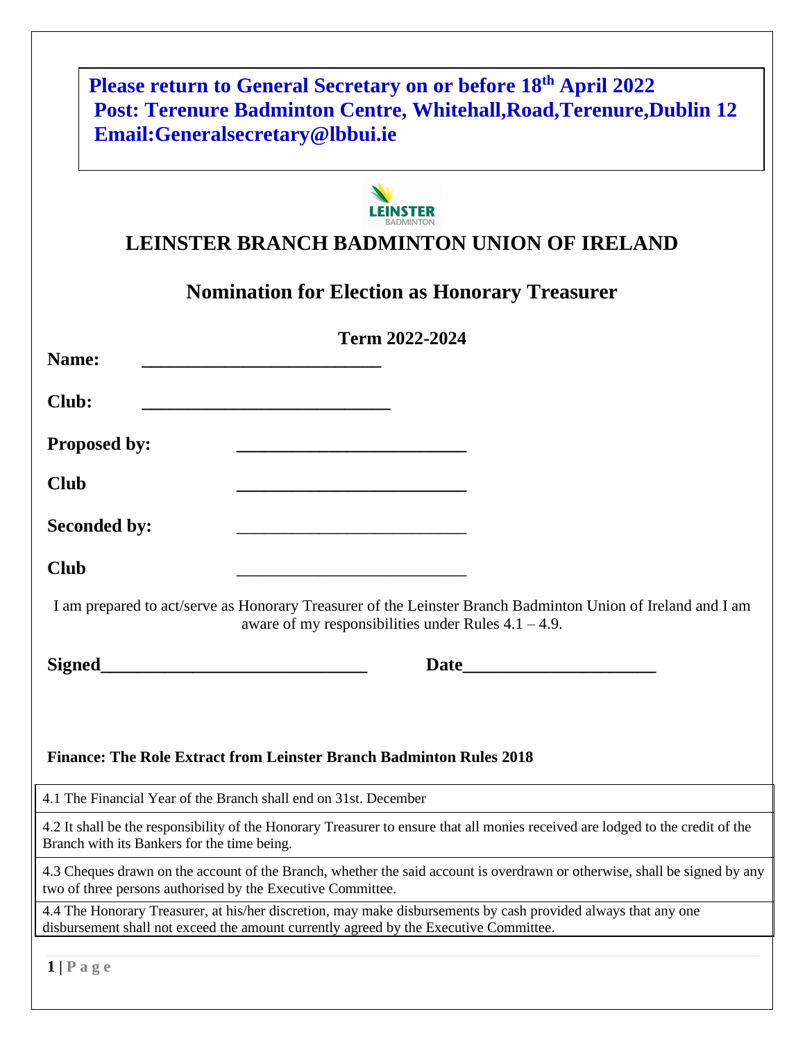**Please return to General Secretary on or before 18th April 2022**
**Post: Terenure Badminton Centre, Whitehall,Road,Terenure,Dublin 12**
**Email:Generalsecretary@lbbui.ie**

# LEINSTER BRANCH BADMINTON UNION OF IRELAND

## Nomination for Election as Honorary Treasurer

**Term 2022-2024**

**Name:** ___________________________

**Club:** ____________________________

**Proposed by:** __________________________

**Club** __________________________

**Seconded by:** __________________________

**Club** __________________________

I am prepared to act/serve as Honorary Treasurer of the Leinster Branch Badminton Union of Ireland and I am aware of my responsibilities under Rules 4.1 – 4.9.

**Signed**______________________________ **Date**_____________________

**Finance: The Role Extract from Leinster Branch Badminton Rules 2018**

4.1 The Financial Year of the Branch shall end on 31st. December

4.2 It shall be the responsibility of the Honorary Treasurer to ensure that all monies received are lodged to the credit of the Branch with its Bankers for the time being.

4.3 Cheques drawn on the account of the Branch, whether the said account is overdrawn or otherwise, shall be signed by any two of three persons authorised by the Executive Committee.

4.4 The Honorary Treasurer, at his/her discretion, may make disbursements by cash provided always that any one disbursement shall not exceed the amount currently agreed by the Executive Committee.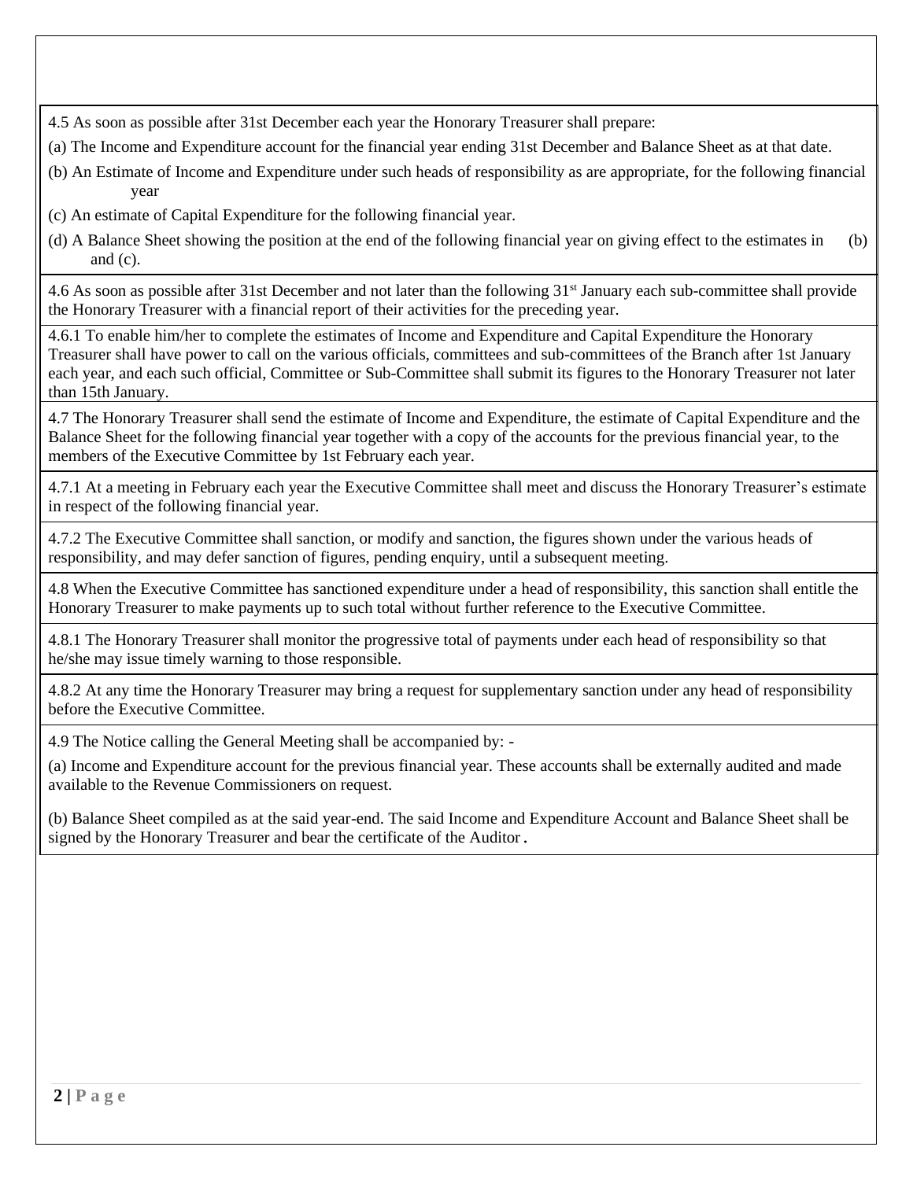4.5 As soon as possible after 31st December each year the Honorary Treasurer shall prepare:

(a) The Income and Expenditure account for the financial year ending 31st December and Balance Sheet as at that date.

(b) An Estimate of Income and Expenditure under such heads of responsibility as are appropriate, for the following financial year

(c) An estimate of Capital Expenditure for the following financial year.

(d) A Balance Sheet showing the position at the end of the following financial year on giving effect to the estimates in (b) and (c).

4.6 As soon as possible after 31st December and not later than the following 31st January each sub-committee shall provide the Honorary Treasurer with a financial report of their activities for the preceding year.

4.6.1 To enable him/her to complete the estimates of Income and Expenditure and Capital Expenditure the Honorary Treasurer shall have power to call on the various officials, committees and sub-committees of the Branch after 1st January each year, and each such official, Committee or Sub-Committee shall submit its figures to the Honorary Treasurer not later than 15th January.

4.7 The Honorary Treasurer shall send the estimate of Income and Expenditure, the estimate of Capital Expenditure and the Balance Sheet for the following financial year together with a copy of the accounts for the previous financial year, to the members of the Executive Committee by 1st February each year.

4.7.1 At a meeting in February each year the Executive Committee shall meet and discuss the Honorary Treasurer's estimate in respect of the following financial year.

4.7.2 The Executive Committee shall sanction, or modify and sanction, the figures shown under the various heads of responsibility, and may defer sanction of figures, pending enquiry, until a subsequent meeting.

4.8 When the Executive Committee has sanctioned expenditure under a head of responsibility, this sanction shall entitle the Honorary Treasurer to make payments up to such total without further reference to the Executive Committee.

4.8.1 The Honorary Treasurer shall monitor the progressive total of payments under each head of responsibility so that he/she may issue timely warning to those responsible.

4.8.2 At any time the Honorary Treasurer may bring a request for supplementary sanction under any head of responsibility before the Executive Committee.

4.9 The Notice calling the General Meeting shall be accompanied by: -

(a) Income and Expenditure account for the previous financial year. These accounts shall be externally audited and made available to the Revenue Commissioners on request.

(b) Balance Sheet compiled as at the said year-end. The said Income and Expenditure Account and Balance Sheet shall be signed by the Honorary Treasurer and bear the certificate of the Auditor.